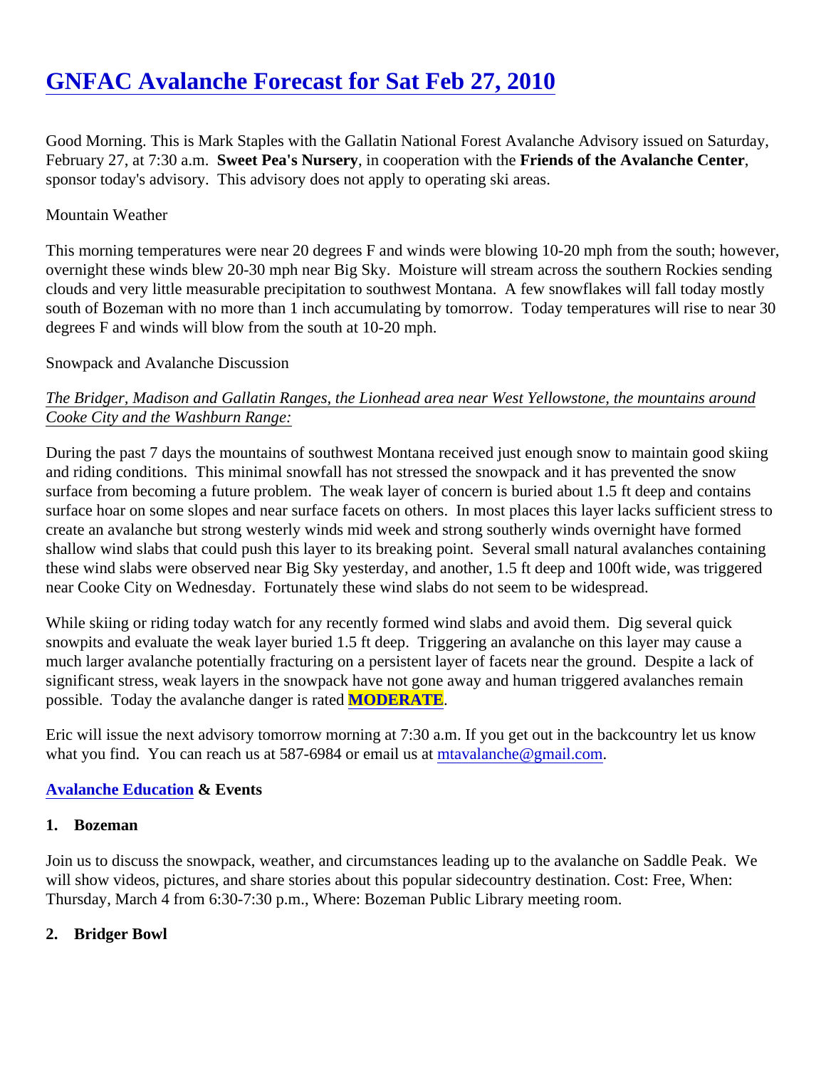# GNFAC Avalanche Forecast for Sat Feb 27, 2010

Good Morning. This is Mark Staples with the Gallatin National Forest Avalanche Advisory issued on Saturday, February 27, at 7:30 a.m. **Sweet Pea's Nursery**, in cooperation with the **Friends of the Avalanche Center**, sponsor today's advisory. This advisory does not apply to operating ski areas.

Mountain Weather

This morning temperatures were near 20 degrees F and winds were blowing 10-20 mph from the south; however, overnight these winds blew 20-30 mph near Big Sky. Moisture will stream across the southern Rockies sending clouds and very little measurable precipitation to southwest Montana. A few snowflakes will fall today mostly south of Bozeman with no more than 1 inch accumulating by tomorrow. Today temperatures will rise to near 30 degrees F and winds will blow from the south at 10-20 mph.

Snowpack and Avalanche Discussion

*The Bridger, Madison and Gallatin Ranges, the Lionhead area near West Yellowstone, the mountains around Cooke City and the Washburn Range:*

During the past 7 days the mountains of southwest Montana received just enough snow to maintain good skiing and riding conditions. This minimal snowfall has not stressed the snowpack and it has prevented the snow surface from becoming a future problem. The weak layer of concern is buried about 1.5 ft deep and contains surface hoar on some slopes and near surface facets on others. In most places this layer lacks sufficient stress to create an avalanche but strong westerly winds mid week and strong southerly winds overnight have formed shallow wind slabs that could push this layer to its breaking point. Several small natural avalanches containing these wind slabs were observed near Big Sky yesterday, and another, 1.5 ft deep and 100ft wide, was triggered near Cooke City on Wednesday. Fortunately these wind slabs do not seem to be widespread.

While skiing or riding today watch for any recently formed wind slabs and avoid them. Dig several quick snowpits and evaluate the weak layer buried 1.5 ft deep. Triggering an avalanche on this layer may cause a much larger avalanche potentially fracturing on a persistent layer of facets near the ground. Despite a lack of significant stress, weak layers in the snowpack have not gone away and human triggered avalanches remain possible. Today the avalanche danger is rated **MODERATE**.

Eric will issue the next advisory tomorrow morning at 7:30 a.m. If you get out in the backcountry let us know what you find. You can reach us at 587-6984 or email us at mtavalanche@gmail.com.

**Avalanche Education & Events**

**1. Bozeman**

Join us to discuss the snowpack, weather, and circumstances leading up to the avalanche on Saddle Peak. We will show videos, pictures, and share stories about this popular sidecountry destination. Cost: Free, When: Thursday, March 4 from 6:30-7:30 p.m., Where: Bozeman Public Library meeting room.

**2. Bridger Bowl**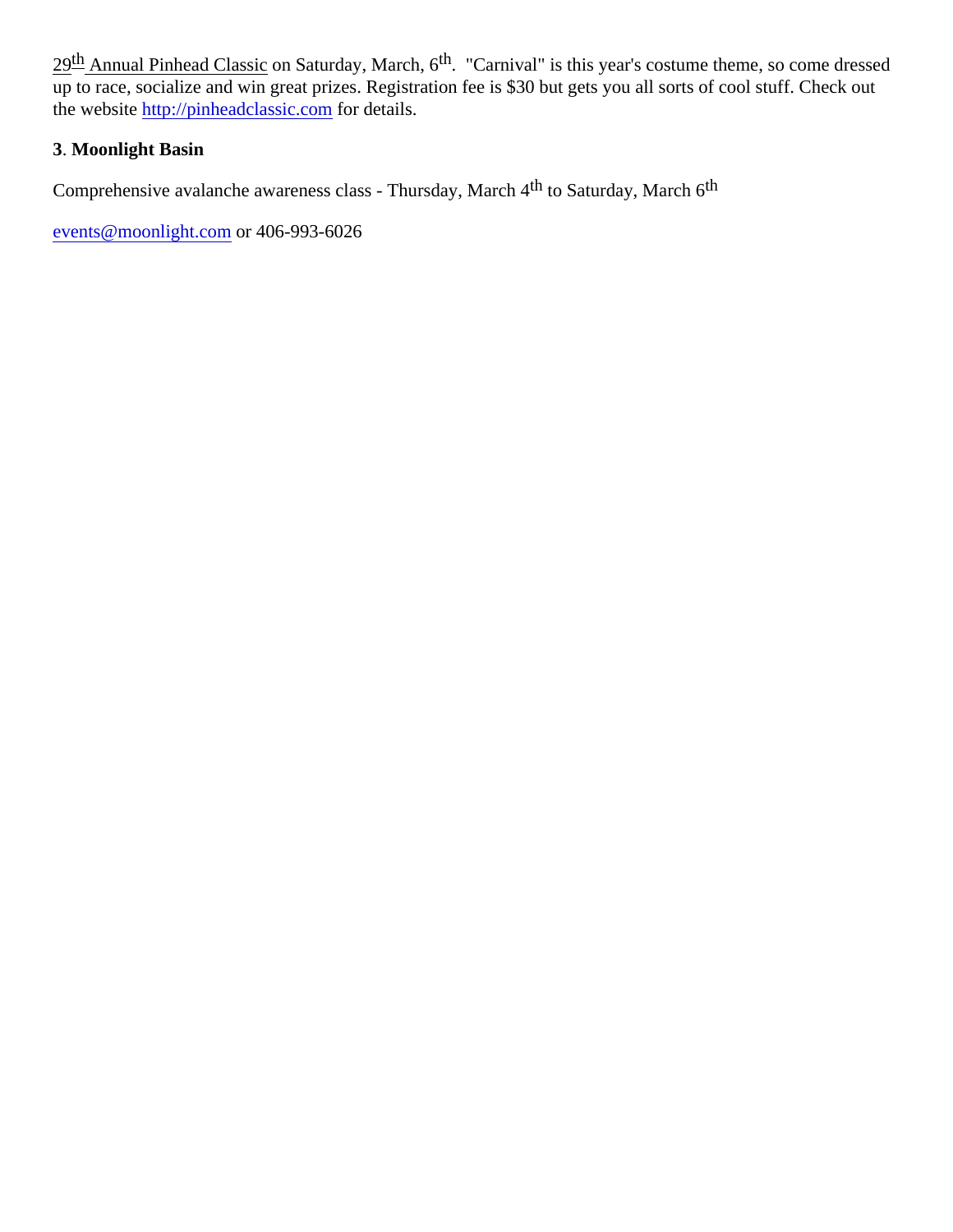29th Annual Pinhead Classic on Saturday, March, 6th.  "Carnival" is this year's costume theme, so come dressed up to race, socialize and win great prizes. Registration fee is $30 but gets you all sorts of cool stuff. Check out the website http://pinheadclassic.com for details.

**3**. **Moonlight Basin**

Comprehensive avalanche awareness class - Thursday, March 4th to Saturday, March 6th

events@moonlight.com or 406-993-6026